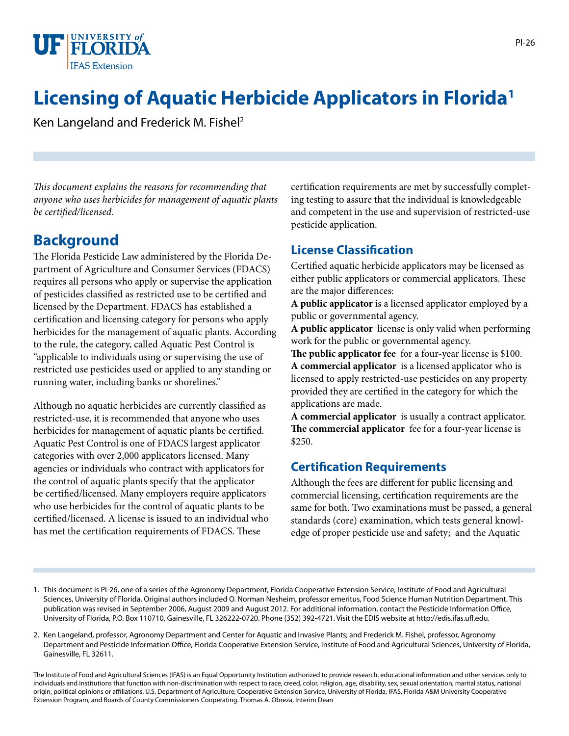# Licensing of Aquatic Herbicide Applicators in Florida[1]

Ken Langeland and Frederick M. Fishel[2]

*This document explains the reasons for recommending that anyone who uses herbicides for management of aquatic plants be certified/licensed.*

## Background

The Florida Pesticide Law administered by the Florida Department of Agriculture and Consumer Services (FDACS) requires all persons who apply or supervise the application of pesticides classified as restricted use to be certified and licensed by the Department. FDACS has established a certification and licensing category for persons who apply herbicides for the management of aquatic plants. According to the rule, the category, called Aquatic Pest Control is "applicable to individuals using or supervising the use of restricted use pesticides used or applied to any standing or running water, including banks or shorelines."

Although no aquatic herbicides are currently classified as restricted-use, it is recommended that anyone who uses herbicides for management of aquatic plants be certified. Aquatic Pest Control is one of FDACS largest applicator categories with over 2,000 applicators licensed. Many agencies or individuals who contract with applicators for the control of aquatic plants specify that the applicator be certified/licensed. Many employers require applicators who use herbicides for the control of aquatic plants to be certified/licensed. A license is issued to an individual who has met the certification requirements of FDACS. These certification requirements are met by successfully completing testing to assure that the individual is knowledgeable and competent in the use and supervision of restricted-use pesticide application.

### License Classification

Certified aquatic herbicide applicators may be licensed as either public applicators or commercial applicators. These are the major differences:

**A public applicator** is a licensed applicator employed by a public or governmental agency.

**A public applicator** license is only valid when performing work for the public or governmental agency.

**The public applicator fee** for a four-year license is $100.

**A commercial applicator** is a licensed applicator who is licensed to apply restricted-use pesticides on any property provided they are certified in the category for which the applications are made.

**A commercial applicator** is usually a contract applicator.

**The commercial applicator** fee for a four-year license is $250.

### Certification Requirements

Although the fees are different for public licensing and commercial licensing, certification requirements are the same for both. Two examinations must be passed, a general standards (core) examination, which tests general knowledge of proper pesticide use and safety; and the Aquatic

1. This document is PI-26, one of a series of the Agronomy Department, Florida Cooperative Extension Service, Institute of Food and Agricultural Sciences, University of Florida. Original authors included O. Norman Nesheim, professor emeritus, Food Science Human Nutrition Department. This publication was revised in September 2006, August 2009 and August 2012. For additional information, contact the Pesticide Information Office, University of Florida, P.O. Box 110710, Gainesville, FL 326222-0720. Phone (352) 392-4721. Visit the EDIS website at http://edis.ifas.ufl.edu.

2. Ken Langeland, professor, Agronomy Department and Center for Aquatic and Invasive Plants; and Frederick M. Fishel, professor, Agronomy Department and Pesticide Information Office, Florida Cooperative Extension Service, Institute of Food and Agricultural Sciences, University of Florida, Gainesville, FL 32611.

The Institute of Food and Agricultural Sciences (IFAS) is an Equal Opportunity Institution authorized to provide research, educational information and other services only to individuals and institutions that function with non-discrimination with respect to race, creed, color, religion, age, disability, sex, sexual orientation, marital status, national origin, political opinions or affiliations. U.S. Department of Agriculture, Cooperative Extension Service, University of Florida, IFAS, Florida A&M University Cooperative Extension Program, and Boards of County Commissioners Cooperating. Thomas A. Obreza, Interim Dean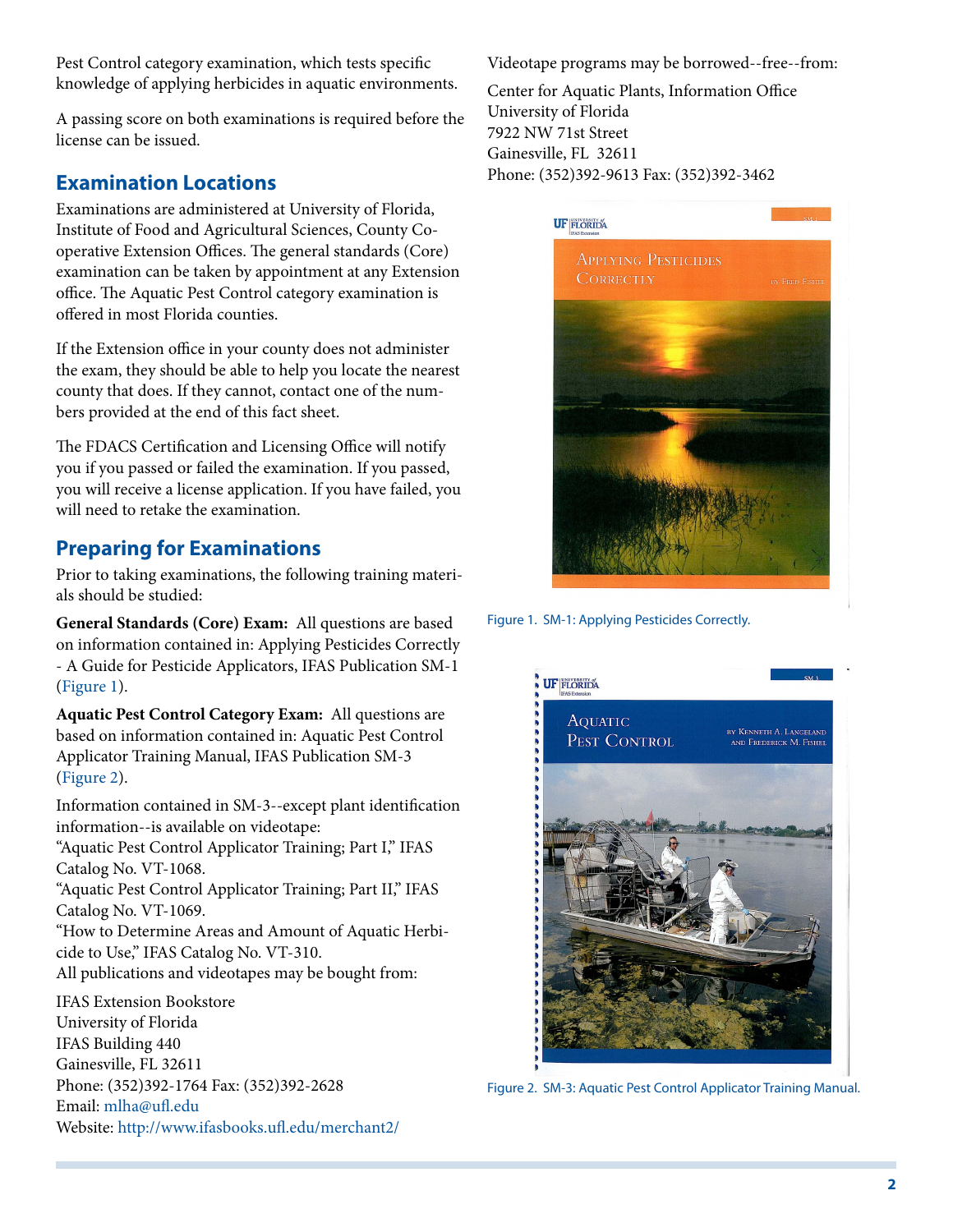Pest Control category examination, which tests specific knowledge of applying herbicides in aquatic environments.

A passing score on both examinations is required before the license can be issued.

## Examination Locations

Examinations are administered at University of Florida, Institute of Food and Agricultural Sciences, County Cooperative Extension Offices. The general standards (Core) examination can be taken by appointment at any Extension office. The Aquatic Pest Control category examination is offered in most Florida counties.

If the Extension office in your county does not administer the exam, they should be able to help you locate the nearest county that does. If they cannot, contact one of the numbers provided at the end of this fact sheet.

The FDACS Certification and Licensing Office will notify you if you passed or failed the examination. If you passed, you will receive a license application. If you have failed, you will need to retake the examination.

## Preparing for Examinations

Prior to taking examinations, the following training materials should be studied:

**General Standards (Core) Exam:** All questions are based on information contained in: Applying Pesticides Correctly - A Guide for Pesticide Applicators, IFAS Publication SM-1 (Figure 1).

**Aquatic Pest Control Category Exam:** All questions are based on information contained in: Aquatic Pest Control Applicator Training Manual, IFAS Publication SM-3 (Figure 2).

Information contained in SM-3--except plant identification information--is available on videotape:
"Aquatic Pest Control Applicator Training; Part I," IFAS Catalog No. VT-1068.
"Aquatic Pest Control Applicator Training; Part II," IFAS Catalog No. VT-1069.
"How to Determine Areas and Amount of Aquatic Herbicide to Use," IFAS Catalog No. VT-310.
All publications and videotapes may be bought from:

IFAS Extension Bookstore
University of Florida
IFAS Building 440
Gainesville, FL 32611
Phone: (352)392-1764 Fax: (352)392-2628
Email: mlha@ufl.edu
Website: http://www.ifasbooks.ufl.edu/merchant2/

Videotape programs may be borrowed--free--from:

Center for Aquatic Plants, Information Office
University of Florida
7922 NW 71st Street
Gainesville, FL 32611
Phone: (352)392-9613 Fax: (352)392-3462

Figure 1. SM-1: Applying Pesticides Correctly.

Figure 2. SM-3: Aquatic Pest Control Applicator Training Manual.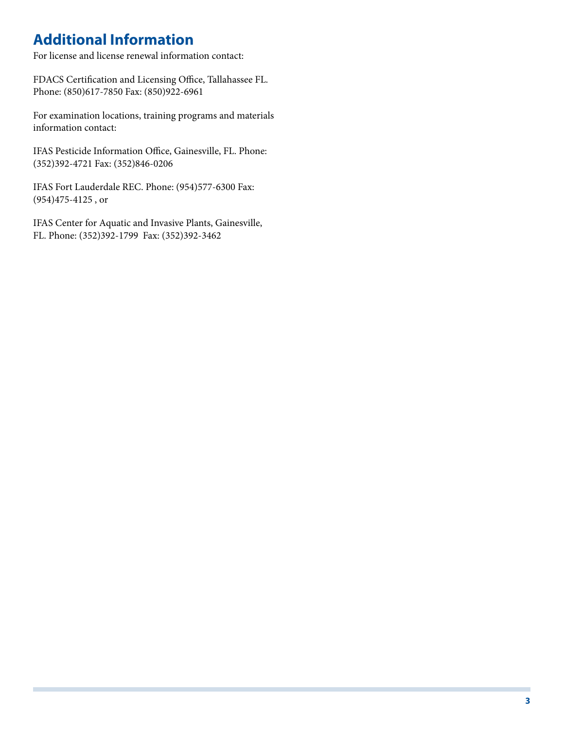## Additional Information

For license and license renewal information contact:

FDACS Certification and Licensing Office, Tallahassee FL. Phone: (850)617-7850 Fax: (850)922-6961

For examination locations, training programs and materials information contact:

IFAS Pesticide Information Office, Gainesville, FL. Phone: (352)392-4721 Fax: (352)846-0206

IFAS Fort Lauderdale REC. Phone: (954)577-6300 Fax: (954)475-4125 , or

IFAS Center for Aquatic and Invasive Plants, Gainesville, FL. Phone: (352)392-1799 Fax: (352)392-3462